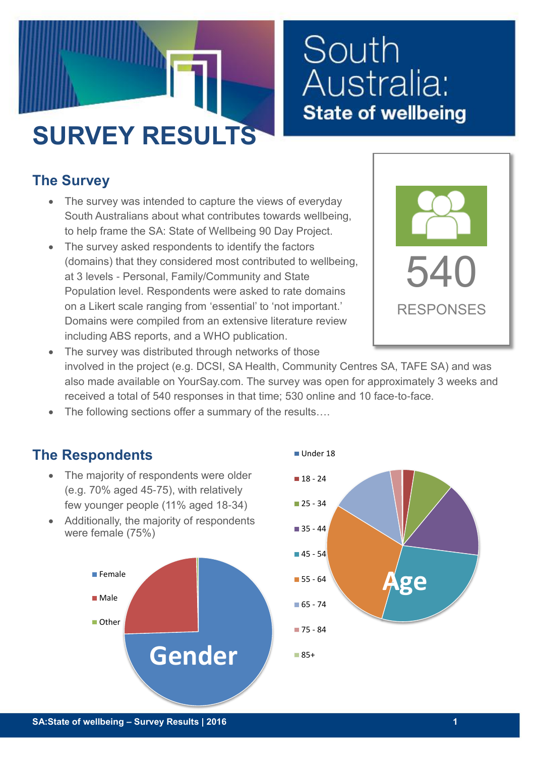# South Australia: State of wellbeing

# SURVEY RESULTS

## The Survey

- The survey was intended to capture the views of everyday South Australians about what contributes towards wellbeing, to help frame the SA: State of Wellbeing 90 Day Project.
- The survey asked respondents to identify the factors (domains) that they considered most contributed to wellbeing, at 3 levels - Personal, Family/Community and State Population level. Respondents were asked to rate domains on a Likert scale ranging from 'essential' to 'not important.' Domains were compiled from an extensive literature review including ABS reports, and a WHO publication.
- The survey was distributed through networks of those involved in the project (e.g. DCSI, SA Health, Community Centres SA, TAFE SA) and was also made available on YourSay.com. The survey was open for approximately 3 weeks and received a total of 540 responses in that time; 530 online and 10 face-to-face.
- The following sections offer a summary of the results….

540

RESPONSES

## The Respondents

- The majority of respondents were older (e.g. 70% aged 45-75), with relatively few younger people (11% aged 18-34)
- Additionally, the majority of respondents were female (75%)

**Gender**

- Female
- Male
- Other

**Age**

- Under 18
- 18 - 24
- 25 - 34
- 35 - 44
- 45 - 54
- 55 - 64
- 65 - 74
- 75 - 84
- 85+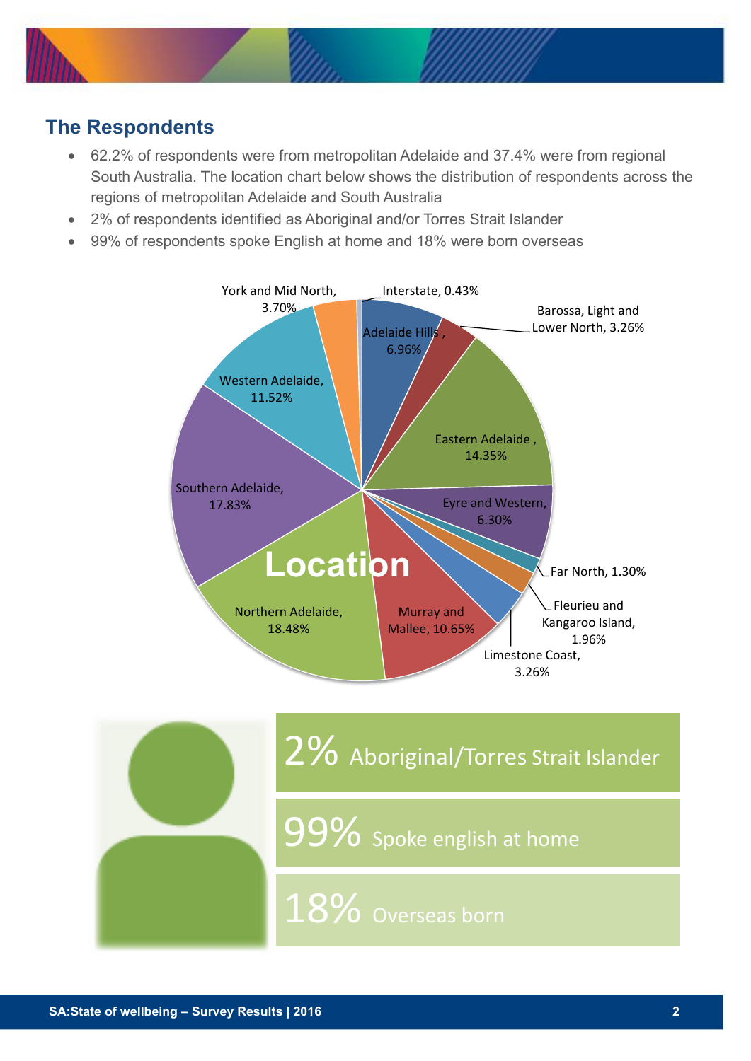## The Respondents

- 62.2% of respondents were from metropolitan Adelaide and 37.4% were from regional South Australia. The location chart below shows the distribution of respondents across the regions of metropolitan Adelaide and South Australia
- 2% of respondents identified as Aboriginal and/or Torres Strait Islander
- 99% of respondents spoke English at home and 18% were born overseas

**Location**

| Region | Percentage |
| --- | --- |
| Interstate | 0.43% |
| Adelaide Hills | 6.96% |
| Barossa, Light and Lower North | 3.26% |
| Eastern Adelaide | 14.35% |
| Eyre and Western | 6.30% |
| Far North | 1.30% |
| Fleurieu and Kangaroo Island | 1.96% |
| Limestone Coast | 3.26% |
| Murray and Mallee | 10.65% |
| Northern Adelaide | 18.48% |
| Southern Adelaide | 17.83% |
| Western Adelaide | 11.52% |
| York and Mid North | 3.70% |

2% Aboriginal/Torres Strait Islander

99% Spoke english at home

18% Overseas born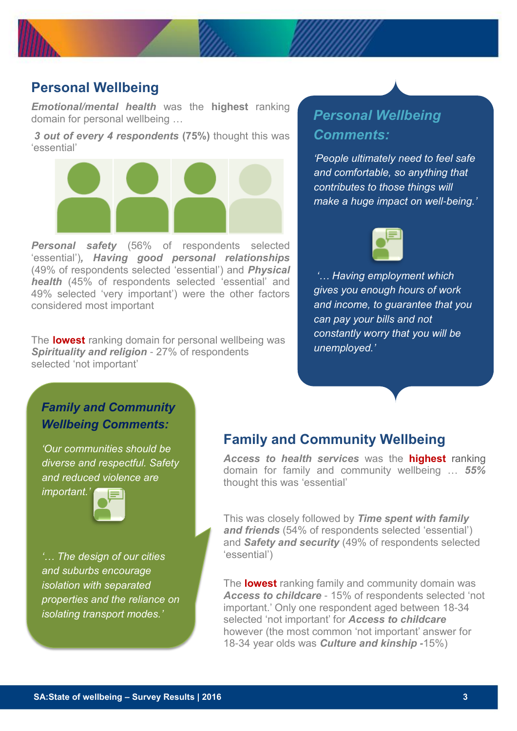## Personal Wellbeing

***Emotional/mental health*** was the **highest** ranking domain for personal wellbeing …

***3 out of every 4 respondents*** **(75%)** thought this was 'essential'

***Personal safety*** (56% of respondents selected 'essential')***, Having good personal relationships*** (49% of respondents selected 'essential') and ***Physical health*** (45% of respondents selected 'essential' and 49% selected 'very important') were the other factors considered most important

The **lowest** ranking domain for personal wellbeing was ***Spirituality and religion*** - 27% of respondents selected 'not important'

### *Personal Wellbeing Comments:*

*'People ultimately need to feel safe and comfortable, so anything that contributes to those things will make a huge impact on well-being.'*

*'… Having employment which gives you enough hours of work and income, to guarantee that you can pay your bills and not constantly worry that you will be unemployed.'*

### *Family and Community Wellbeing Comments:*

*'Our communities should be diverse and respectful. Safety and reduced violence are important.'*

*'… The design of our cities and suburbs encourage isolation with separated properties and the reliance on isolating transport modes.'*

## Family and Community Wellbeing

***Access to health services*** was the **highest** ranking domain for family and community wellbeing … ***55%*** thought this was 'essential'

This was closely followed by ***Time spent with family and friends*** (54% of respondents selected 'essential') and ***Safety and security*** (49% of respondents selected 'essential')

The **lowest** ranking family and community domain was ***Access to childcare*** - 15% of respondents selected 'not important.' Only one respondent aged between 18-34 selected 'not important' for ***Access to childcare*** however (the most common 'not important' answer for 18-34 year olds was ***Culture and kinship -***15%)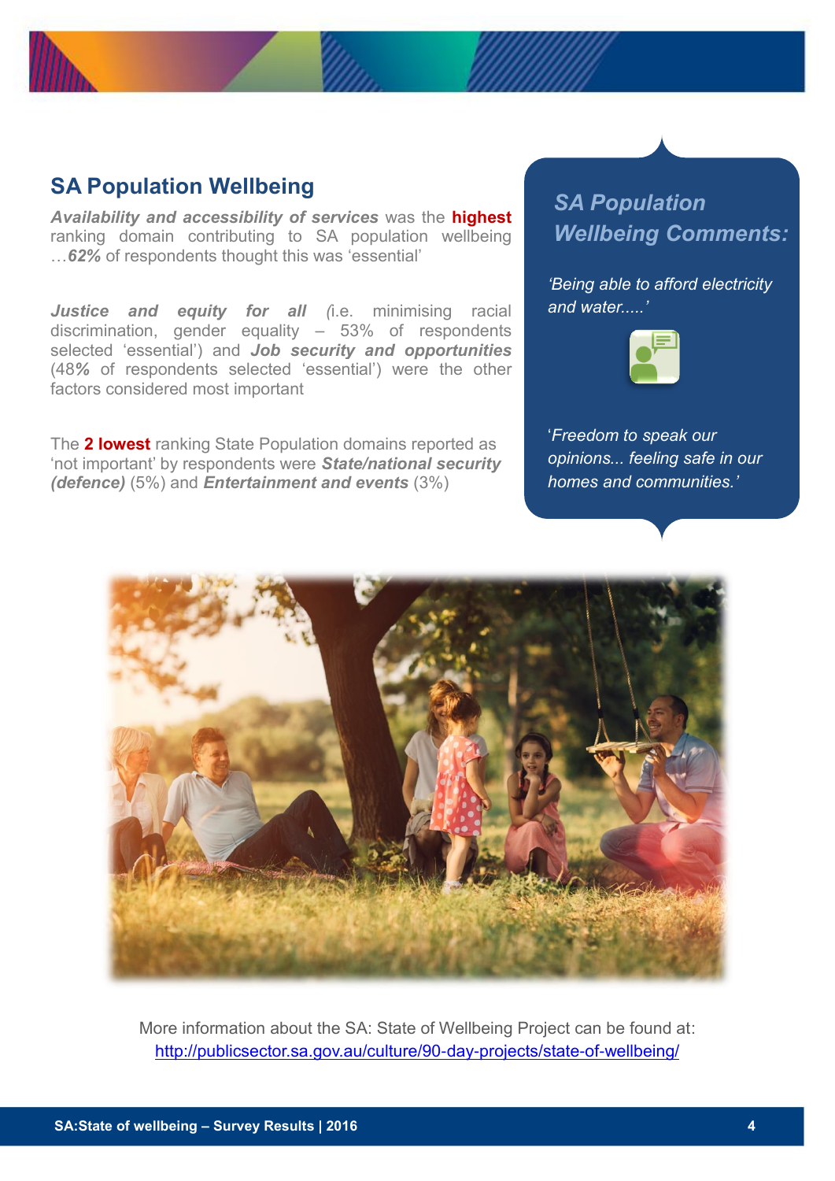## SA Population Wellbeing

***Availability and accessibility of services*** was the **highest** ranking domain contributing to SA population wellbeing …***62%*** of respondents thought this was 'essential'

***Justice and equity for all*** *(*i.e. minimising racial discrimination, gender equality – 53% of respondents selected 'essential') and ***Job security and opportunities*** (48*%* of respondents selected 'essential') were the other factors considered most important

The **2 lowest** ranking State Population domains reported as 'not important' by respondents were ***State/national security (defence)*** (5%) and ***Entertainment and events*** (3%)

### *SA Population Wellbeing Comments:*

*'Being able to afford electricity and water.....'*

'*Freedom to speak our opinions... feeling safe in our homes and communities.'*

More information about the SA: State of Wellbeing Project can be found at: http://publicsector.sa.gov.au/culture/90-day-projects/state-of-wellbeing/